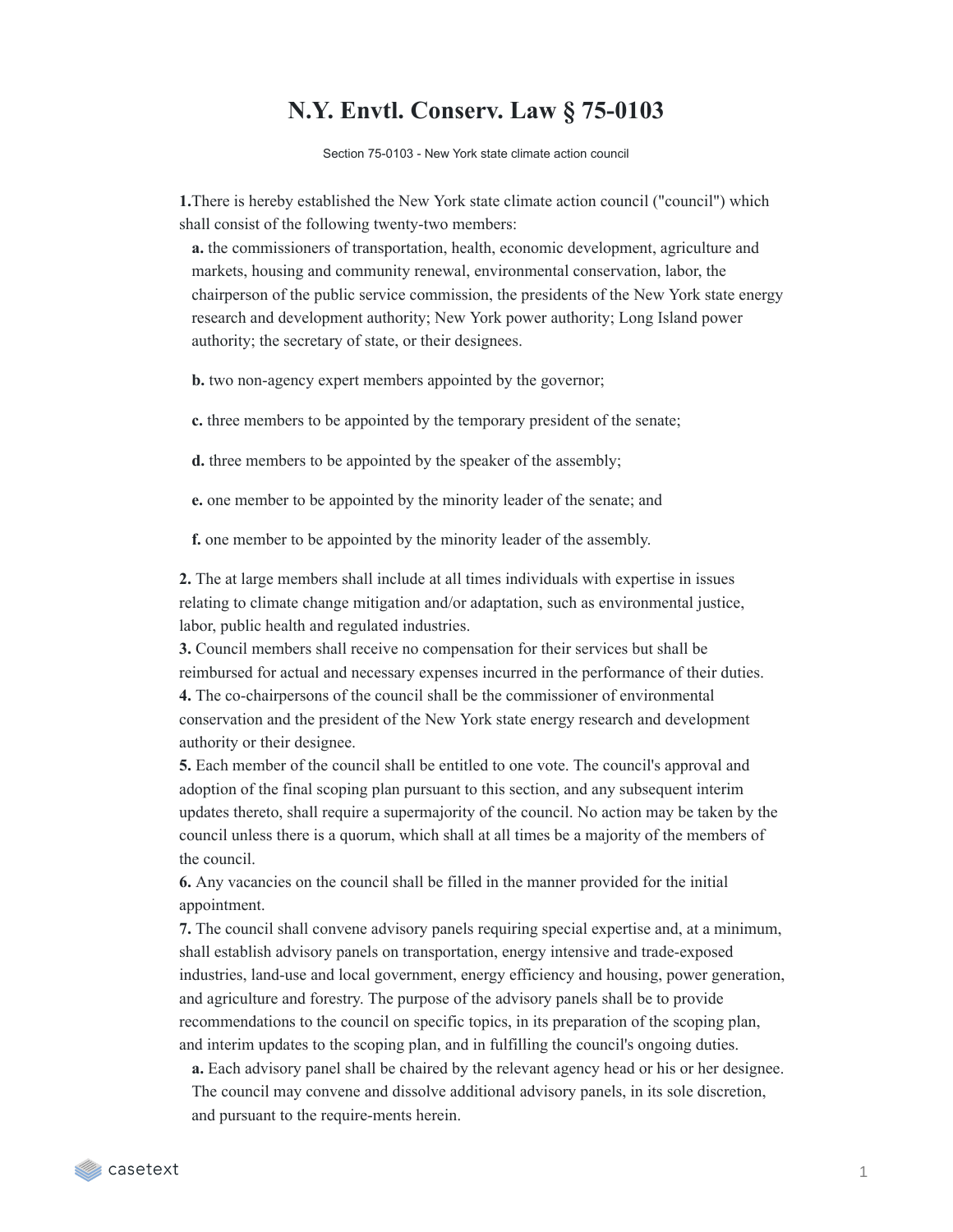# N.Y. Envtl. Conserv. Law § 75-0103

Section 75-0103 - New York state climate action council

**1.** There is hereby established the New York state climate action council ("council") which shall consist of the following twenty-two members:

**a.** the commissioners of transportation, health, economic development, agriculture and markets, housing and community renewal, environmental conservation, labor, the chairperson of the public service commission, the presidents of the New York state energy research and development authority; New York power authority; Long Island power authority; the secretary of state, or their designees.

**b.** two non-agency expert members appointed by the governor;

**c.** three members to be appointed by the temporary president of the senate;

**d.** three members to be appointed by the speaker of the assembly;

**e.** one member to be appointed by the minority leader of the senate; and

**f.** one member to be appointed by the minority leader of the assembly.

**2.** The at large members shall include at all times individuals with expertise in issues relating to climate change mitigation and/or adaptation, such as environmental justice, labor, public health and regulated industries.

**3.** Council members shall receive no compensation for their services but shall be reimbursed for actual and necessary expenses incurred in the performance of their duties.

**4.** The co-chairpersons of the council shall be the commissioner of environmental conservation and the president of the New York state energy research and development authority or their designee.

**5.** Each member of the council shall be entitled to one vote. The council's approval and adoption of the final scoping plan pursuant to this section, and any subsequent interim updates thereto, shall require a supermajority of the council. No action may be taken by the council unless there is a quorum, which shall at all times be a majority of the members of the council.

**6.** Any vacancies on the council shall be filled in the manner provided for the initial appointment.

**7.** The council shall convene advisory panels requiring special expertise and, at a minimum, shall establish advisory panels on transportation, energy intensive and trade-exposed industries, land-use and local government, energy efficiency and housing, power generation, and agriculture and forestry. The purpose of the advisory panels shall be to provide recommendations to the council on specific topics, in its preparation of the scoping plan, and interim updates to the scoping plan, and in fulfilling the council's ongoing duties.

**a.** Each advisory panel shall be chaired by the relevant agency head or his or her designee. The council may convene and dissolve additional advisory panels, in its sole discretion, and pursuant to the require-ments herein.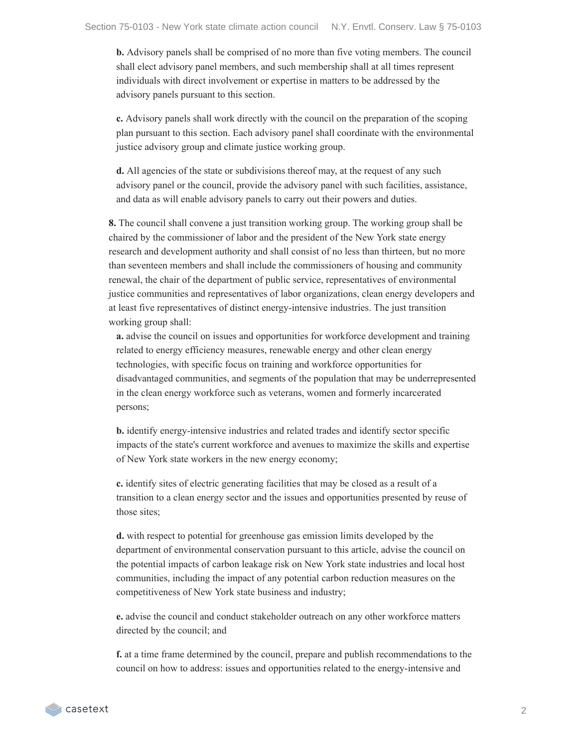**b.** Advisory panels shall be comprised of no more than five voting members. The council shall elect advisory panel members, and such membership shall at all times represent individuals with direct involvement or expertise in matters to be addressed by the advisory panels pursuant to this section.

**c.** Advisory panels shall work directly with the council on the preparation of the scoping plan pursuant to this section. Each advisory panel shall coordinate with the environmental justice advisory group and climate justice working group.

**d.** All agencies of the state or subdivisions thereof may, at the request of any such advisory panel or the council, provide the advisory panel with such facilities, assistance, and data as will enable advisory panels to carry out their powers and duties.

**8.** The council shall convene a just transition working group. The working group shall be chaired by the commissioner of labor and the president of the New York state energy research and development authority and shall consist of no less than thirteen, but no more than seventeen members and shall include the commissioners of housing and community renewal, the chair of the department of public service, representatives of environmental justice communities and representatives of labor organizations, clean energy developers and at least five representatives of distinct energy-intensive industries. The just transition working group shall:

**a.** advise the council on issues and opportunities for workforce development and training related to energy efficiency measures, renewable energy and other clean energy technologies, with specific focus on training and workforce opportunities for disadvantaged communities, and segments of the population that may be underrepresented in the clean energy workforce such as veterans, women and formerly incarcerated persons;

**b.** identify energy-intensive industries and related trades and identify sector specific impacts of the state's current workforce and avenues to maximize the skills and expertise of New York state workers in the new energy economy;

**c.** identify sites of electric generating facilities that may be closed as a result of a transition to a clean energy sector and the issues and opportunities presented by reuse of those sites;

**d.** with respect to potential for greenhouse gas emission limits developed by the department of environmental conservation pursuant to this article, advise the council on the potential impacts of carbon leakage risk on New York state industries and local host communities, including the impact of any potential carbon reduction measures on the competitiveness of New York state business and industry;

**e.** advise the council and conduct stakeholder outreach on any other workforce matters directed by the council; and

**f.** at a time frame determined by the council, prepare and publish recommendations to the council on how to address: issues and opportunities related to the energy-intensive and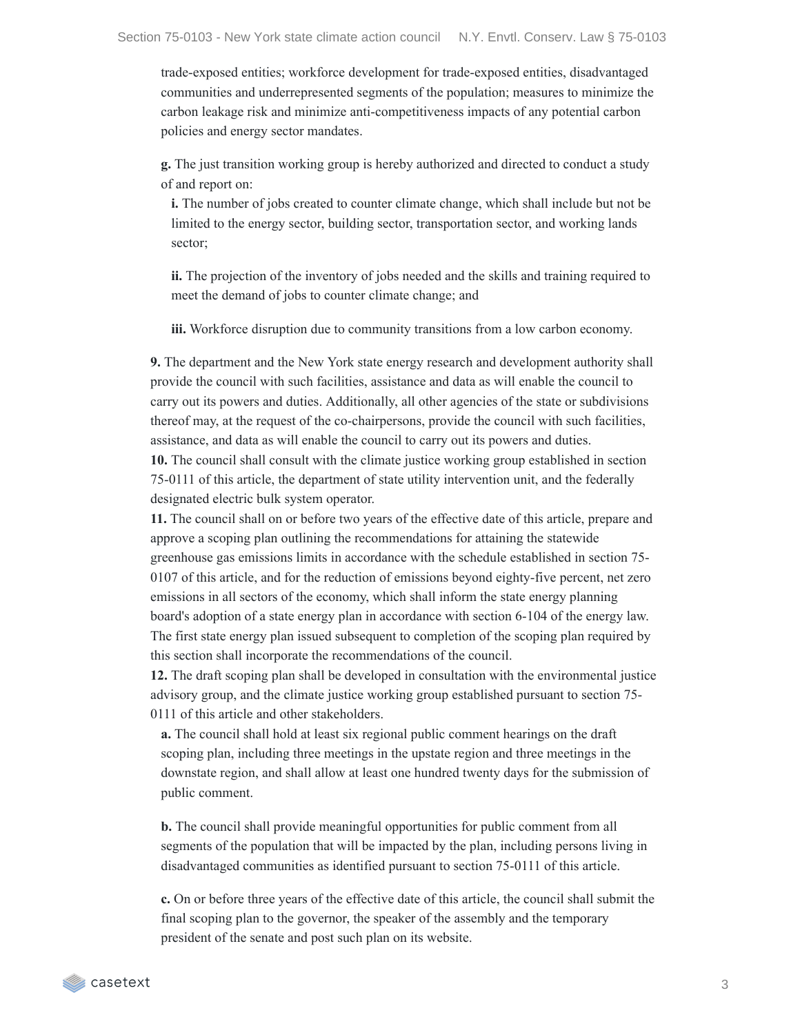trade-exposed entities; workforce development for trade-exposed entities, disadvantaged communities and underrepresented segments of the population; measures to minimize the carbon leakage risk and minimize anti-competitiveness impacts of any potential carbon policies and energy sector mandates.

**g.** The just transition working group is hereby authorized and directed to conduct a study of and report on:

**i.** The number of jobs created to counter climate change, which shall include but not be limited to the energy sector, building sector, transportation sector, and working lands sector;

**ii.** The projection of the inventory of jobs needed and the skills and training required to meet the demand of jobs to counter climate change; and

**iii.** Workforce disruption due to community transitions from a low carbon economy.

**9.** The department and the New York state energy research and development authority shall provide the council with such facilities, assistance and data as will enable the council to carry out its powers and duties. Additionally, all other agencies of the state or subdivisions thereof may, at the request of the co-chairpersons, provide the council with such facilities, assistance, and data as will enable the council to carry out its powers and duties.

**10.** The council shall consult with the climate justice working group established in section 75-0111 of this article, the department of state utility intervention unit, and the federally designated electric bulk system operator.

**11.** The council shall on or before two years of the effective date of this article, prepare and approve a scoping plan outlining the recommendations for attaining the statewide greenhouse gas emissions limits in accordance with the schedule established in section 75-0107 of this article, and for the reduction of emissions beyond eighty-five percent, net zero emissions in all sectors of the economy, which shall inform the state energy planning board's adoption of a state energy plan in accordance with section 6-104 of the energy law. The first state energy plan issued subsequent to completion of the scoping plan required by this section shall incorporate the recommendations of the council.

**12.** The draft scoping plan shall be developed in consultation with the environmental justice advisory group, and the climate justice working group established pursuant to section 75-0111 of this article and other stakeholders.

**a.** The council shall hold at least six regional public comment hearings on the draft scoping plan, including three meetings in the upstate region and three meetings in the downstate region, and shall allow at least one hundred twenty days for the submission of public comment.

**b.** The council shall provide meaningful opportunities for public comment from all segments of the population that will be impacted by the plan, including persons living in disadvantaged communities as identified pursuant to section 75-0111 of this article.

**c.** On or before three years of the effective date of this article, the council shall submit the final scoping plan to the governor, the speaker of the assembly and the temporary president of the senate and post such plan on its website.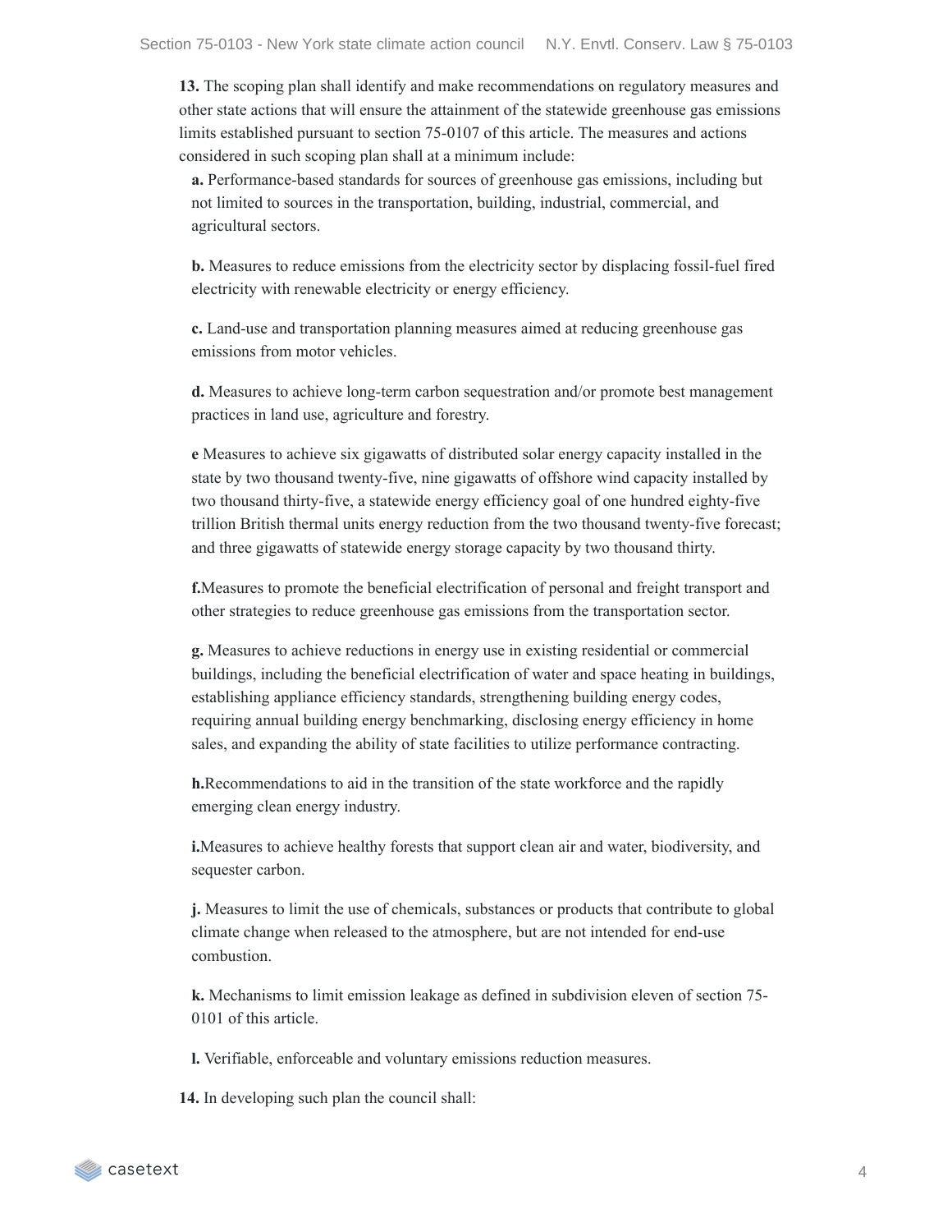**13.** The scoping plan shall identify and make recommendations on regulatory measures and other state actions that will ensure the attainment of the statewide greenhouse gas emissions limits established pursuant to section 75-0107 of this article. The measures and actions considered in such scoping plan shall at a minimum include:

**a.** Performance-based standards for sources of greenhouse gas emissions, including but not limited to sources in the transportation, building, industrial, commercial, and agricultural sectors.

**b.** Measures to reduce emissions from the electricity sector by displacing fossil-fuel fired electricity with renewable electricity or energy efficiency.

**c.** Land-use and transportation planning measures aimed at reducing greenhouse gas emissions from motor vehicles.

**d.** Measures to achieve long-term carbon sequestration and/or promote best management practices in land use, agriculture and forestry.

**e** Measures to achieve six gigawatts of distributed solar energy capacity installed in the state by two thousand twenty-five, nine gigawatts of offshore wind capacity installed by two thousand thirty-five, a statewide energy efficiency goal of one hundred eighty-five trillion British thermal units energy reduction from the two thousand twenty-five forecast; and three gigawatts of statewide energy storage capacity by two thousand thirty.

**f.**Measures to promote the beneficial electrification of personal and freight transport and other strategies to reduce greenhouse gas emissions from the transportation sector.

**g.** Measures to achieve reductions in energy use in existing residential or commercial buildings, including the beneficial electrification of water and space heating in buildings, establishing appliance efficiency standards, strengthening building energy codes, requiring annual building energy benchmarking, disclosing energy efficiency in home sales, and expanding the ability of state facilities to utilize performance contracting.

**h.**Recommendations to aid in the transition of the state workforce and the rapidly emerging clean energy industry.

**i.**Measures to achieve healthy forests that support clean air and water, biodiversity, and sequester carbon.

**j.** Measures to limit the use of chemicals, substances or products that contribute to global climate change when released to the atmosphere, but are not intended for end-use combustion.

**k.** Mechanisms to limit emission leakage as defined in subdivision eleven of section 75-0101 of this article.

**l.** Verifiable, enforceable and voluntary emissions reduction measures.

**14.** In developing such plan the council shall: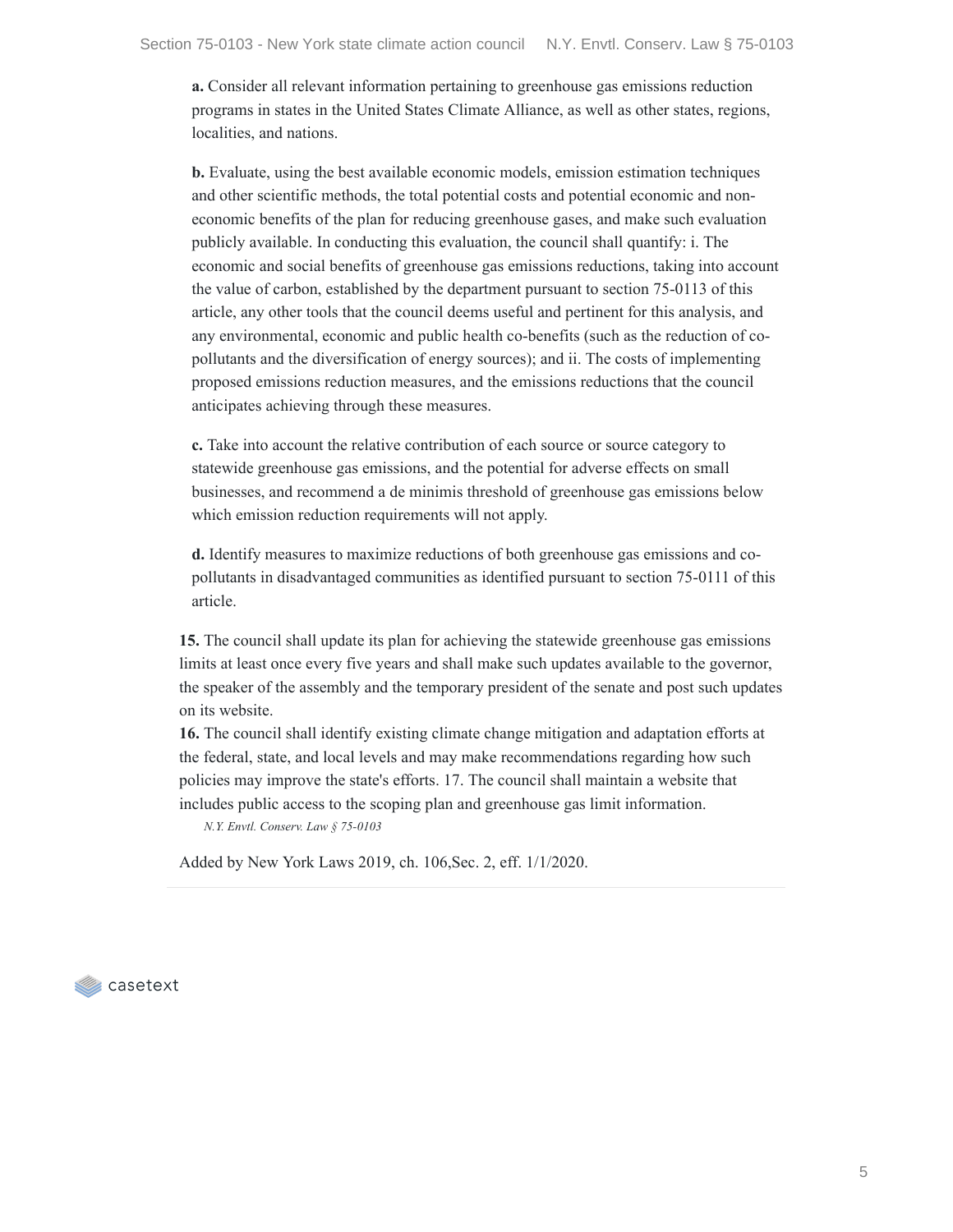**a.** Consider all relevant information pertaining to greenhouse gas emissions reduction programs in states in the United States Climate Alliance, as well as other states, regions, localities, and nations.

**b.** Evaluate, using the best available economic models, emission estimation techniques and other scientific methods, the total potential costs and potential economic and non-economic benefits of the plan for reducing greenhouse gases, and make such evaluation publicly available. In conducting this evaluation, the council shall quantify: i. The economic and social benefits of greenhouse gas emissions reductions, taking into account the value of carbon, established by the department pursuant to section 75-0113 of this article, any other tools that the council deems useful and pertinent for this analysis, and any environmental, economic and public health co-benefits (such as the reduction of co-pollutants and the diversification of energy sources); and ii. The costs of implementing proposed emissions reduction measures, and the emissions reductions that the council anticipates achieving through these measures.

**c.** Take into account the relative contribution of each source or source category to statewide greenhouse gas emissions, and the potential for adverse effects on small businesses, and recommend a de minimis threshold of greenhouse gas emissions below which emission reduction requirements will not apply.

**d.** Identify measures to maximize reductions of both greenhouse gas emissions and co-pollutants in disadvantaged communities as identified pursuant to section 75-0111 of this article.

**15.** The council shall update its plan for achieving the statewide greenhouse gas emissions limits at least once every five years and shall make such updates available to the governor, the speaker of the assembly and the temporary president of the senate and post such updates on its website.

**16.** The council shall identify existing climate change mitigation and adaptation efforts at the federal, state, and local levels and may make recommendations regarding how such policies may improve the state's efforts. 17. The council shall maintain a website that includes public access to the scoping plan and greenhouse gas limit information.

*N.Y. Envtl. Conserv. Law § 75-0103*

Added by New York Laws 2019, ch. 106,Sec. 2, eff. 1/1/2020.